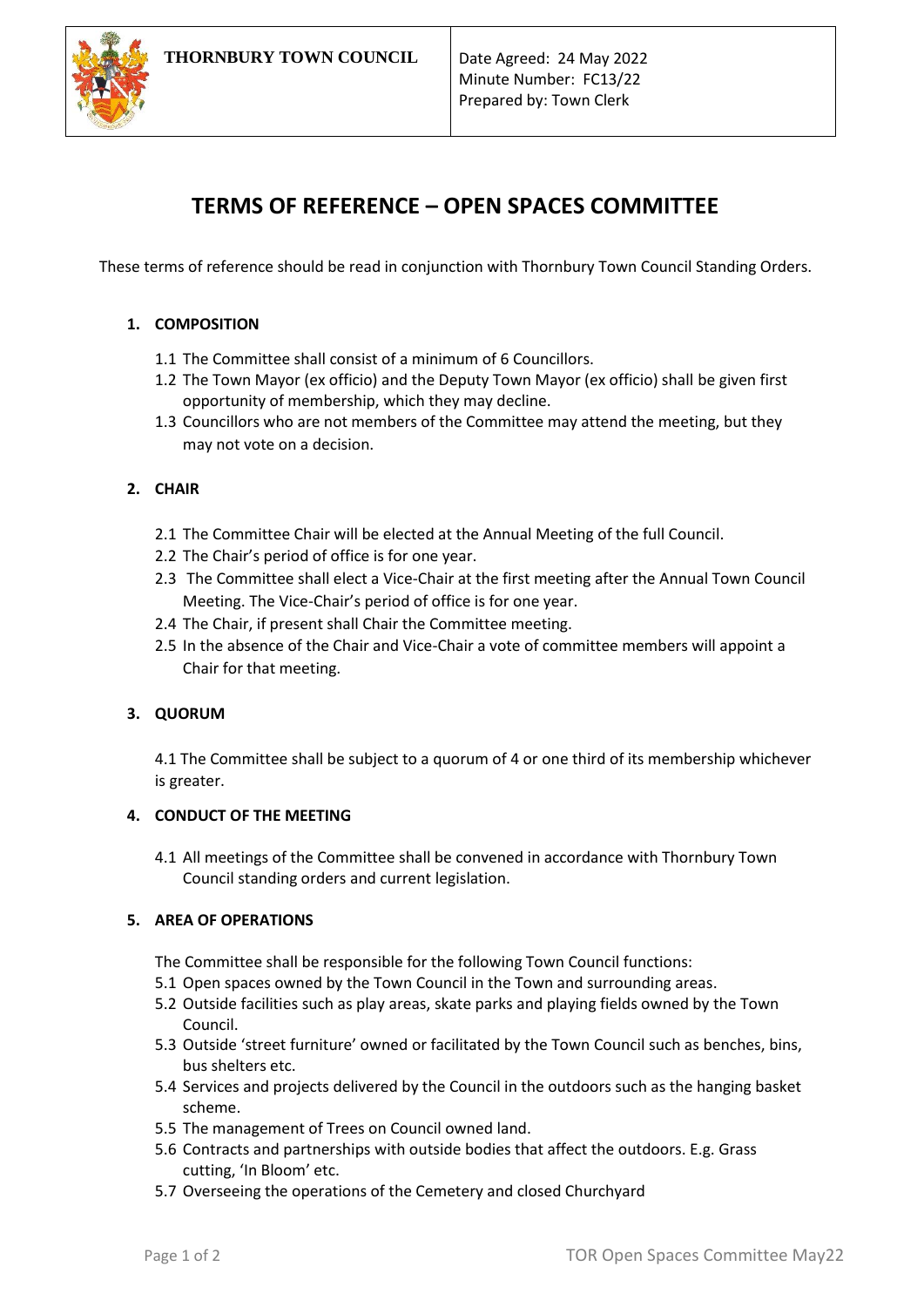| THORNBURY TOWN COUNCIL | Date Agreed: 24 May 2022<br>Minute Number: FC13/22<br>Prepared by: Town Clerk |
|---|---|

# TERMS OF REFERENCE – OPEN SPACES COMMITTEE

These terms of reference should be read in conjunction with Thornbury Town Council Standing Orders.

## 1. COMPOSITION

1.1 The Committee shall consist of a minimum of 6 Councillors.
1.2 The Town Mayor (ex officio) and the Deputy Town Mayor (ex officio) shall be given first opportunity of membership, which they may decline.
1.3 Councillors who are not members of the Committee may attend the meeting, but they may not vote on a decision.

## 2. CHAIR

2.1 The Committee Chair will be elected at the Annual Meeting of the full Council.
2.2 The Chair's period of office is for one year.
2.3 The Committee shall elect a Vice-Chair at the first meeting after the Annual Town Council Meeting. The Vice-Chair's period of office is for one year.
2.4 The Chair, if present shall Chair the Committee meeting.
2.5 In the absence of the Chair and Vice-Chair a vote of committee members will appoint a Chair for that meeting.

## 3. QUORUM

4.1 The Committee shall be subject to a quorum of 4 or one third of its membership whichever is greater.

## 4. CONDUCT OF THE MEETING

4.1 All meetings of the Committee shall be convened in accordance with Thornbury Town Council standing orders and current legislation.

## 5. AREA OF OPERATIONS

The Committee shall be responsible for the following Town Council functions:

5.1 Open spaces owned by the Town Council in the Town and surrounding areas.
5.2 Outside facilities such as play areas, skate parks and playing fields owned by the Town Council.
5.3 Outside 'street furniture' owned or facilitated by the Town Council such as benches, bins, bus shelters etc.
5.4 Services and projects delivered by the Council in the outdoors such as the hanging basket scheme.
5.5 The management of Trees on Council owned land.
5.6 Contracts and partnerships with outside bodies that affect the outdoors. E.g. Grass cutting, 'In Bloom' etc.
5.7 Overseeing the operations of the Cemetery and closed Churchyard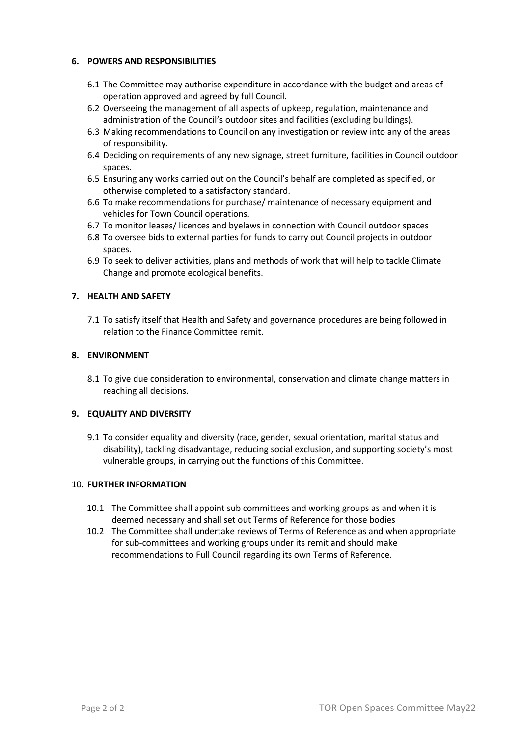## 6. POWERS AND RESPONSIBILITIES

6.1 The Committee may authorise expenditure in accordance with the budget and areas of operation approved and agreed by full Council.

6.2 Overseeing the management of all aspects of upkeep, regulation, maintenance and administration of the Council's outdoor sites and facilities (excluding buildings).

6.3 Making recommendations to Council on any investigation or review into any of the areas of responsibility.

6.4 Deciding on requirements of any new signage, street furniture, facilities in Council outdoor spaces.

6.5 Ensuring any works carried out on the Council's behalf are completed as specified, or otherwise completed to a satisfactory standard.

6.6 To make recommendations for purchase/ maintenance of necessary equipment and vehicles for Town Council operations.

6.7 To monitor leases/ licences and byelaws in connection with Council outdoor spaces

6.8 To oversee bids to external parties for funds to carry out Council projects in outdoor spaces.

6.9 To seek to deliver activities, plans and methods of work that will help to tackle Climate Change and promote ecological benefits.

## 7. HEALTH AND SAFETY

7.1 To satisfy itself that Health and Safety and governance procedures are being followed in relation to the Finance Committee remit.

## 8. ENVIRONMENT

8.1 To give due consideration to environmental, conservation and climate change matters in reaching all decisions.

## 9. EQUALITY AND DIVERSITY

9.1 To consider equality and diversity (race, gender, sexual orientation, marital status and disability), tackling disadvantage, reducing social exclusion, and supporting society's most vulnerable groups, in carrying out the functions of this Committee.

## 10. FURTHER INFORMATION

10.1 The Committee shall appoint sub committees and working groups as and when it is deemed necessary and shall set out Terms of Reference for those bodies

10.2 The Committee shall undertake reviews of Terms of Reference as and when appropriate for sub-committees and working groups under its remit and should make recommendations to Full Council regarding its own Terms of Reference.